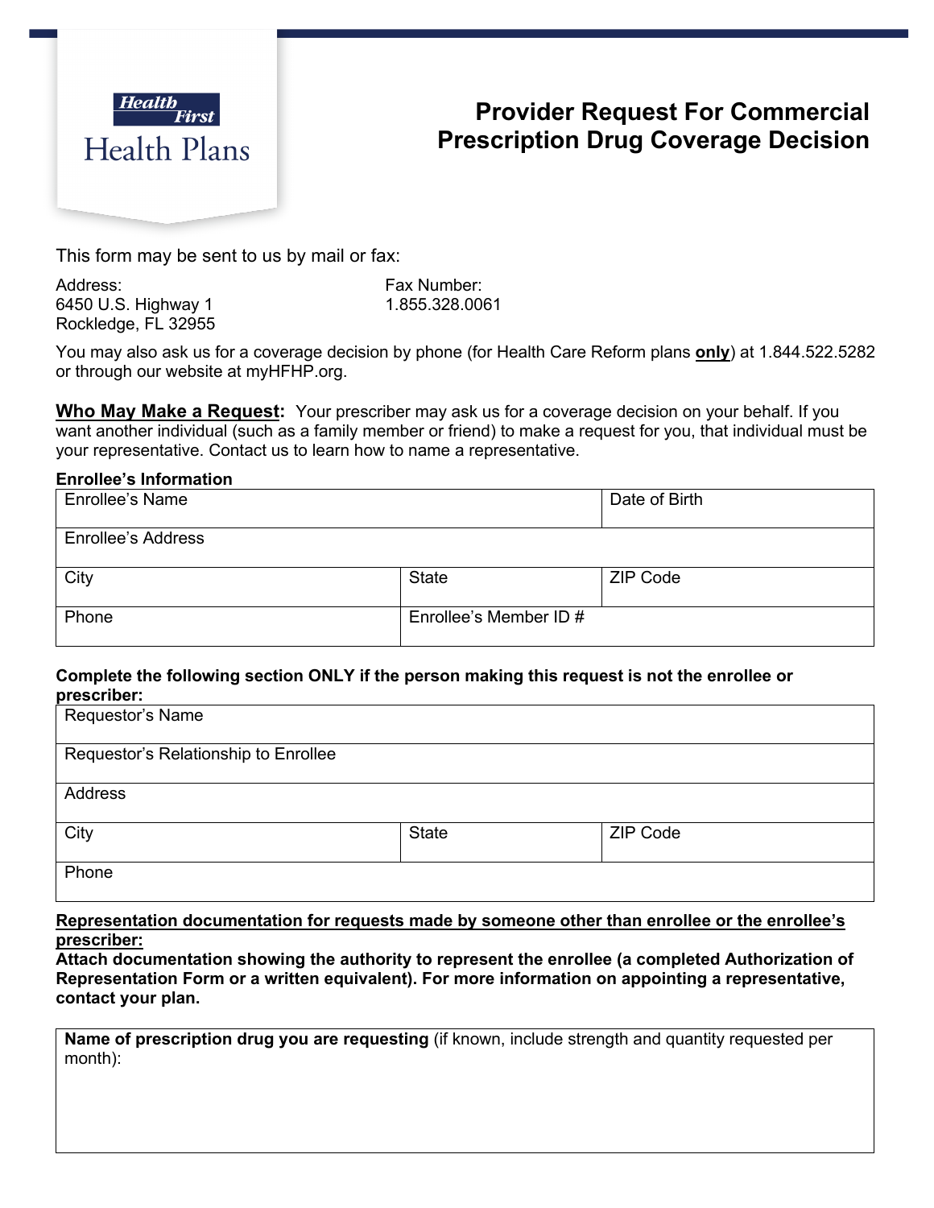Health First Health Plans

# Provider Request For Commercial Prescription Drug Coverage Decision

This form may be sent to us by mail or fax:

Address:
6450 U.S. Highway 1
Rockledge, FL 32955

Fax Number:
1.855.328.0061

You may also ask us for a coverage decision by phone (for Health Care Reform plans **only**) at 1.844.522.5282 or through our website at myHFHP.org.

**Who May Make a Request:** Your prescriber may ask us for a coverage decision on your behalf. If you want another individual (such as a family member or friend) to make a request for you, that individual must be your representative. Contact us to learn how to name a representative.

**Enrollee's Information**

| Enrollee's Name | | Date of Birth |
|---|---|---|
| Enrollee's Address | | |
| City | State | ZIP Code |
| Phone | Enrollee's Member ID # | |

**Complete the following section ONLY if the person making this request is not the enrollee or prescriber:**

| Requestor's Name | | |
|---|---|---|
| Requestor's Relationship to Enrollee | | |
| Address | | |
| City | State | ZIP Code |
| Phone | | |

**Representation documentation for requests made by someone other than enrollee or the enrollee's prescriber:**
**Attach documentation showing the authority to represent the enrollee (a completed Authorization of Representation Form or a written equivalent). For more information on appointing a representative, contact your plan.**

| **Name of prescription drug you are requesting** (if known, include strength and quantity requested per month): |
|---|
| |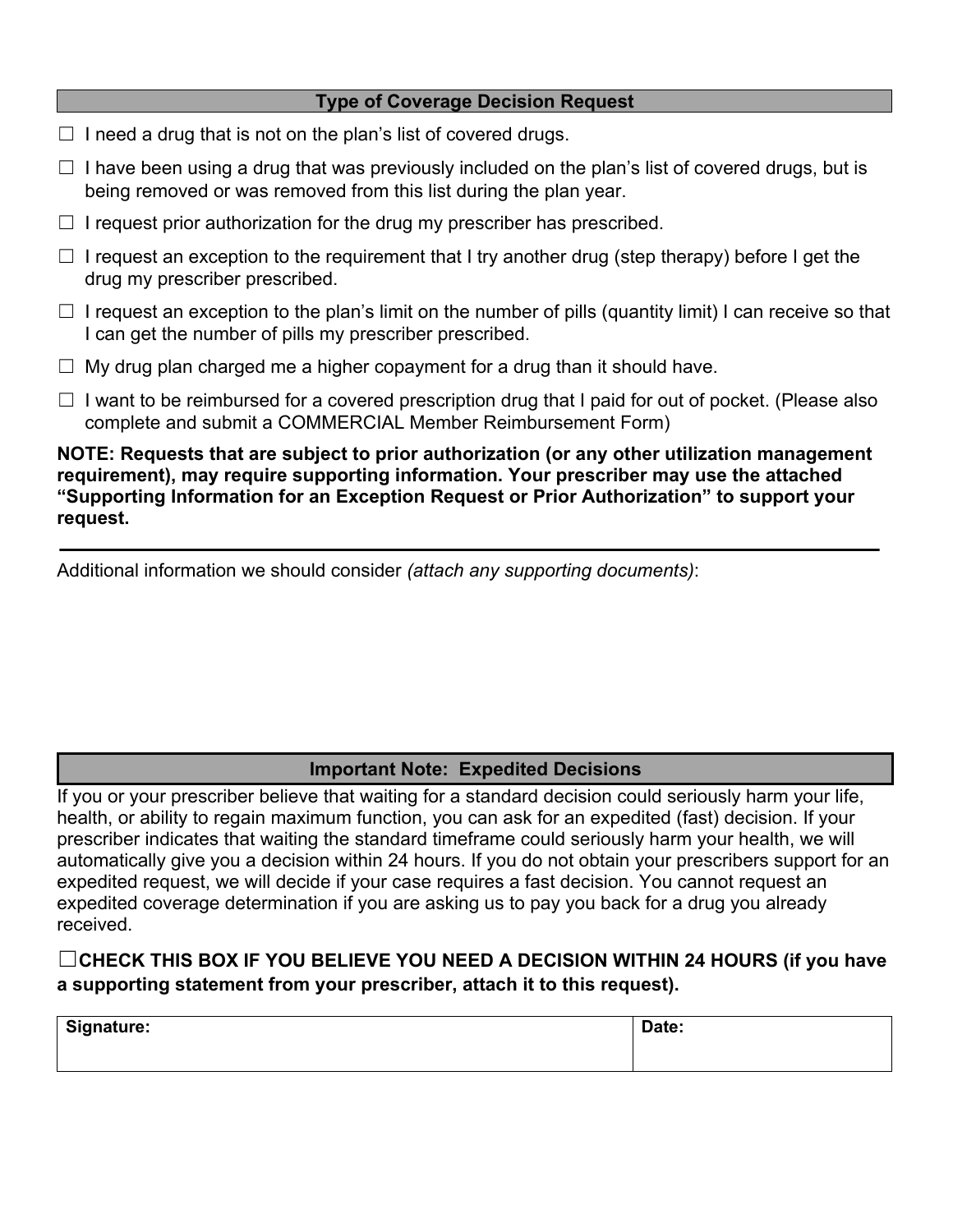## Type of Coverage Decision Request

☐ I need a drug that is not on the plan's list of covered drugs.

☐ I have been using a drug that was previously included on the plan's list of covered drugs, but is being removed or was removed from this list during the plan year.

☐ I request prior authorization for the drug my prescriber has prescribed.

☐ I request an exception to the requirement that I try another drug (step therapy) before I get the drug my prescriber prescribed.

☐ I request an exception to the plan's limit on the number of pills (quantity limit) I can receive so that I can get the number of pills my prescriber prescribed.

☐ My drug plan charged me a higher copayment for a drug than it should have.

☐ I want to be reimbursed for a covered prescription drug that I paid for out of pocket. (Please also complete and submit a COMMERCIAL Member Reimbursement Form)

**NOTE: Requests that are subject to prior authorization (or any other utilization management requirement), may require supporting information. Your prescriber may use the attached "Supporting Information for an Exception Request or Prior Authorization" to support your request.**

---

Additional information we should consider *(attach any supporting documents)*:

## Important Note: Expedited Decisions

If you or your prescriber believe that waiting for a standard decision could seriously harm your life, health, or ability to regain maximum function, you can ask for an expedited (fast) decision. If your prescriber indicates that waiting the standard timeframe could seriously harm your health, we will automatically give you a decision within 24 hours. If you do not obtain your prescribers support for an expedited request, we will decide if your case requires a fast decision. You cannot request an expedited coverage determination if you are asking us to pay you back for a drug you already received.

**☐CHECK THIS BOX IF YOU BELIEVE YOU NEED A DECISION WITHIN 24 HOURS (if you have a supporting statement from your prescriber, attach it to this request).**

| Signature: | Date: |
|---|---|
| | |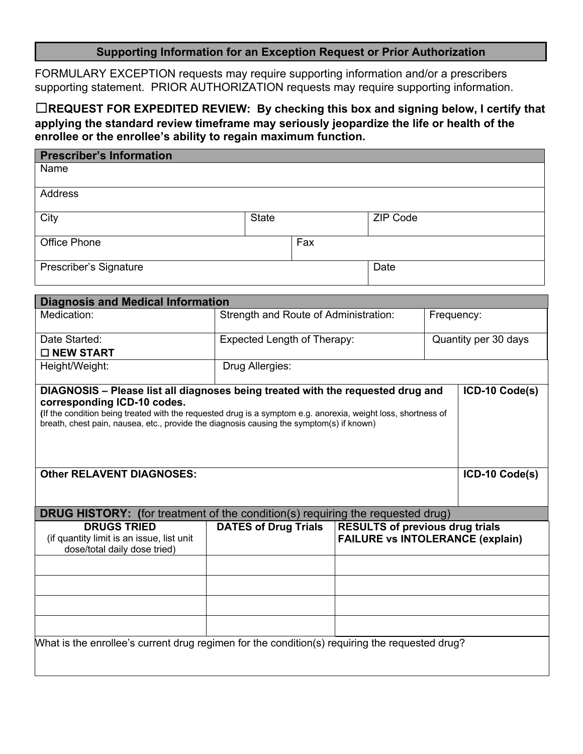## Supporting Information for an Exception Request or Prior Authorization

FORMULARY EXCEPTION requests may require supporting information and/or a prescribers supporting statement. PRIOR AUTHORIZATION requests may require supporting information.

☐**REQUEST FOR EXPEDITED REVIEW: By checking this box and signing below, I certify that applying the standard review timeframe may seriously jeopardize the life or health of the enrollee or the enrollee's ability to regain maximum function.**

| **Prescriber's Information** | | |
|---|---|---|
| Name | | |
| Address | | |
| City | State | ZIP Code |
| Office Phone | Fax | |
| Prescriber's Signature | | Date |

| **Diagnosis and Medical Information** | | |
|---|---|---|
| Medication: | Strength and Route of Administration: | Frequency: |
| Date Started: ☐ **NEW START** | Expected Length of Therapy: | Quantity per 30 days |
| Height/Weight: | Drug Allergies: | |

| **DIAGNOSIS – Please list all diagnoses being treated with the requested drug and corresponding ICD-10 codes.** (If the condition being treated with the requested drug is a symptom e.g. anorexia, weight loss, shortness of breath, chest pain, nausea, etc., provide the diagnosis causing the symptom(s) if known) | **ICD-10 Code(s)** |
|---|---|
| | |
| **Other RELAVENT DIAGNOSES:** | **ICD-10 Code(s)** |
| | |

**DRUG HISTORY: (**for treatment of the condition(s) requiring the requested drug)

| **DRUGS TRIED** (if quantity limit is an issue, list unit dose/total daily dose tried) | **DATES of Drug Trials** | **RESULTS of previous drug trials FAILURE vs INTOLERANCE (explain)** |
|---|---|---|
| | | |
| | | |
| | | |
| | | |

What is the enrollee's current drug regimen for the condition(s) requiring the requested drug?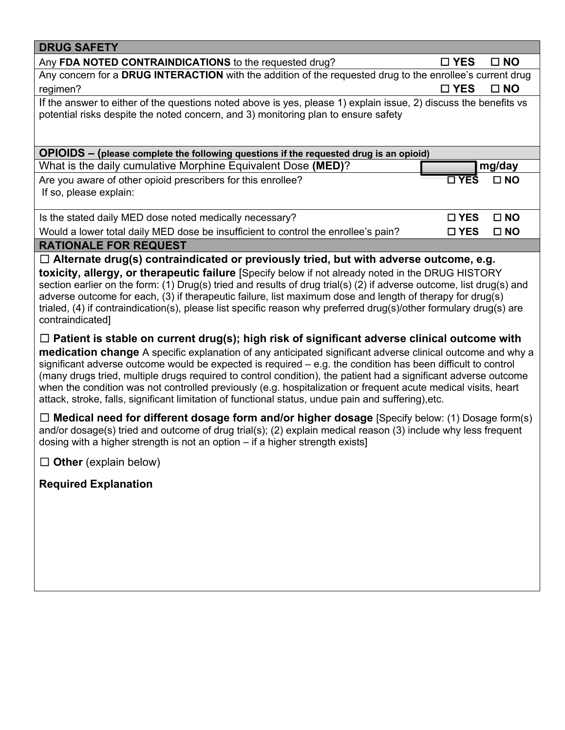## DRUG SAFETY

| | |
|---|---|
| Any **FDA NOTED CONTRAINDICATIONS** to the requested drug? | ☐ **YES** ☐ **NO** |
| Any concern for a **DRUG INTERACTION** with the addition of the requested drug to the enrollee's current drug regimen? | ☐ **YES** ☐ **NO** |

If the answer to either of the questions noted above is yes, please 1) explain issue, 2) discuss the benefits vs potential risks despite the noted concern, and 3) monitoring plan to ensure safety

## OPIOIDS – (please complete the following questions if the requested drug is an opioid)

| | |
|---|---|
| What is the daily cumulative Morphine Equivalent Dose **(MED)**? | ______ **mg/day** |
| Are you aware of other opioid prescribers for this enrollee? If so, please explain: | ☐ **YES** ☐ **NO** |
| Is the stated daily MED dose noted medically necessary? | ☐ **YES** ☐ **NO** |
| Would a lower total daily MED dose be insufficient to control the enrollee's pain? | ☐ **YES** ☐ **NO** |

## RATIONALE FOR REQUEST

☐ **Alternate drug(s) contraindicated or previously tried, but with adverse outcome, e.g. toxicity, allergy, or therapeutic failure** [Specify below if not already noted in the DRUG HISTORY section earlier on the form: (1) Drug(s) tried and results of drug trial(s) (2) if adverse outcome, list drug(s) and adverse outcome for each, (3) if therapeutic failure, list maximum dose and length of therapy for drug(s) trialed, (4) if contraindication(s), please list specific reason why preferred drug(s)/other formulary drug(s) are contraindicated]

☐ **Patient is stable on current drug(s); high risk of significant adverse clinical outcome with medication change** A specific explanation of any anticipated significant adverse clinical outcome and why a significant adverse outcome would be expected is required – e.g. the condition has been difficult to control (many drugs tried, multiple drugs required to control condition), the patient had a significant adverse outcome when the condition was not controlled previously (e.g. hospitalization or frequent acute medical visits, heart attack, stroke, falls, significant limitation of functional status, undue pain and suffering),etc.

☐ **Medical need for different dosage form and/or higher dosage** [Specify below: (1) Dosage form(s) and/or dosage(s) tried and outcome of drug trial(s); (2) explain medical reason (3) include why less frequent dosing with a higher strength is not an option – if a higher strength exists]

☐ **Other** (explain below)

**Required Explanation**